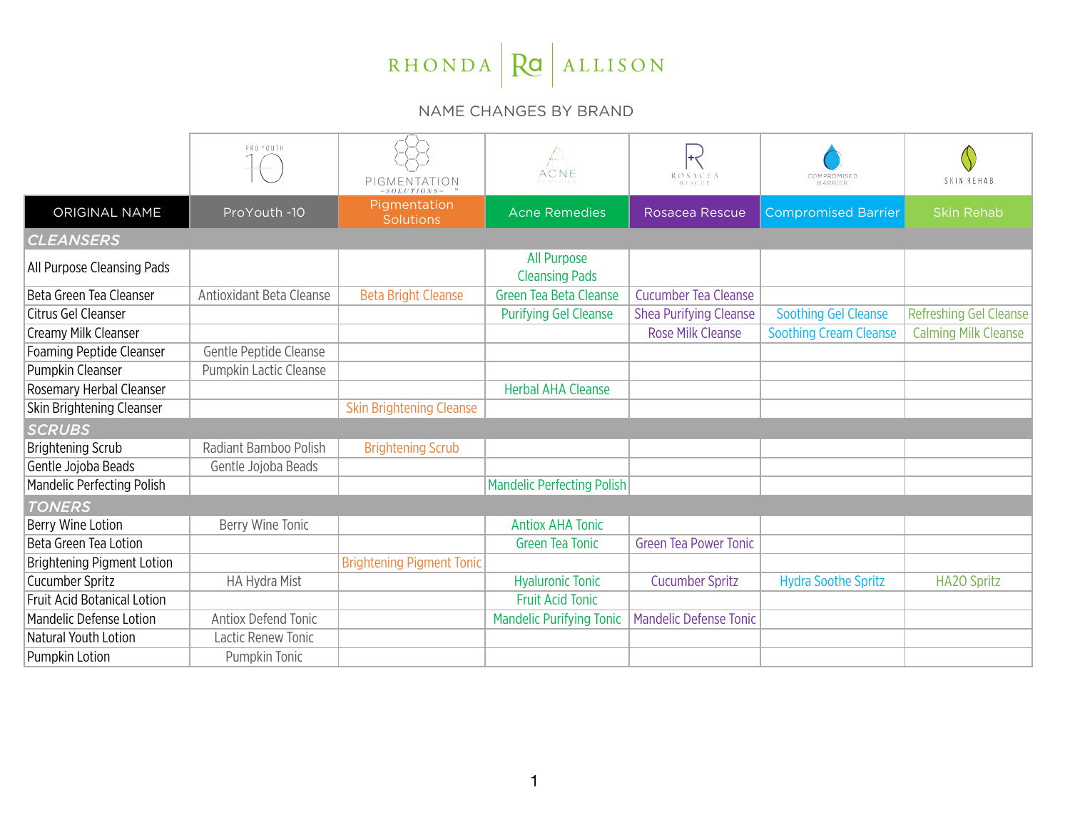RHONDA Ra ALLISON

NAME CHANGES BY BRAND

| ORIGINAL NAME | ProYouth -10 | Pigmentation Solutions | Acne Remedies | Rosacea Rescue | Compromised Barrier | Skin Rehab |
|---|---|---|---|---|---|---|
| ***CLEANSERS*** | | | | | | |
| All Purpose Cleansing Pads | | | All Purpose Cleansing Pads | | | |
| Beta Green Tea Cleanser | Antioxidant Beta Cleanse | Beta Bright Cleanse | Green Tea Beta Cleanse | Cucumber Tea Cleanse | | |
| Citrus Gel Cleanser | | | Purifying Gel Cleanse | Shea Purifying Cleanse | Soothing Gel Cleanse | Refreshing Gel Cleanse |
| Creamy Milk Cleanser | | | | Rose Milk Cleanse | Soothing Cream Cleanse | Calming Milk Cleanse |
| Foaming Peptide Cleanser | Gentle Peptide Cleanse | | | | | |
| Pumpkin Cleanser | Pumpkin Lactic Cleanse | | | | | |
| Rosemary Herbal Cleanser | | | Herbal AHA Cleanse | | | |
| Skin Brightening Cleanser | | Skin Brightening Cleanse | | | | |
| ***SCRUBS*** | | | | | | |
| Brightening Scrub | Radiant Bamboo Polish | Brightening Scrub | | | | |
| Gentle Jojoba Beads | Gentle Jojoba Beads | | | | | |
| Mandelic Perfecting Polish | | | Mandelic Perfecting Polish | | | |
| ***TONERS*** | | | | | | |
| Berry Wine Lotion | Berry Wine Tonic | | Antiox AHA Tonic | | | |
| Beta Green Tea Lotion | | | Green Tea Tonic | Green Tea Power Tonic | | |
| Brightening Pigment Lotion | | Brightening Pigment Tonic | | | | |
| Cucumber Spritz | HA Hydra Mist | | Hyaluronic Tonic | Cucumber Spritz | Hydra Soothe Spritz | HA2O Spritz |
| Fruit Acid Botanical Lotion | | | Fruit Acid Tonic | | | |
| Mandelic Defense Lotion | Antiox Defend Tonic | | Mandelic Purifying Tonic | Mandelic Defense Tonic | | |
| Natural Youth Lotion | Lactic Renew Tonic | | | | | |
| Pumpkin Lotion | Pumpkin Tonic | | | | | |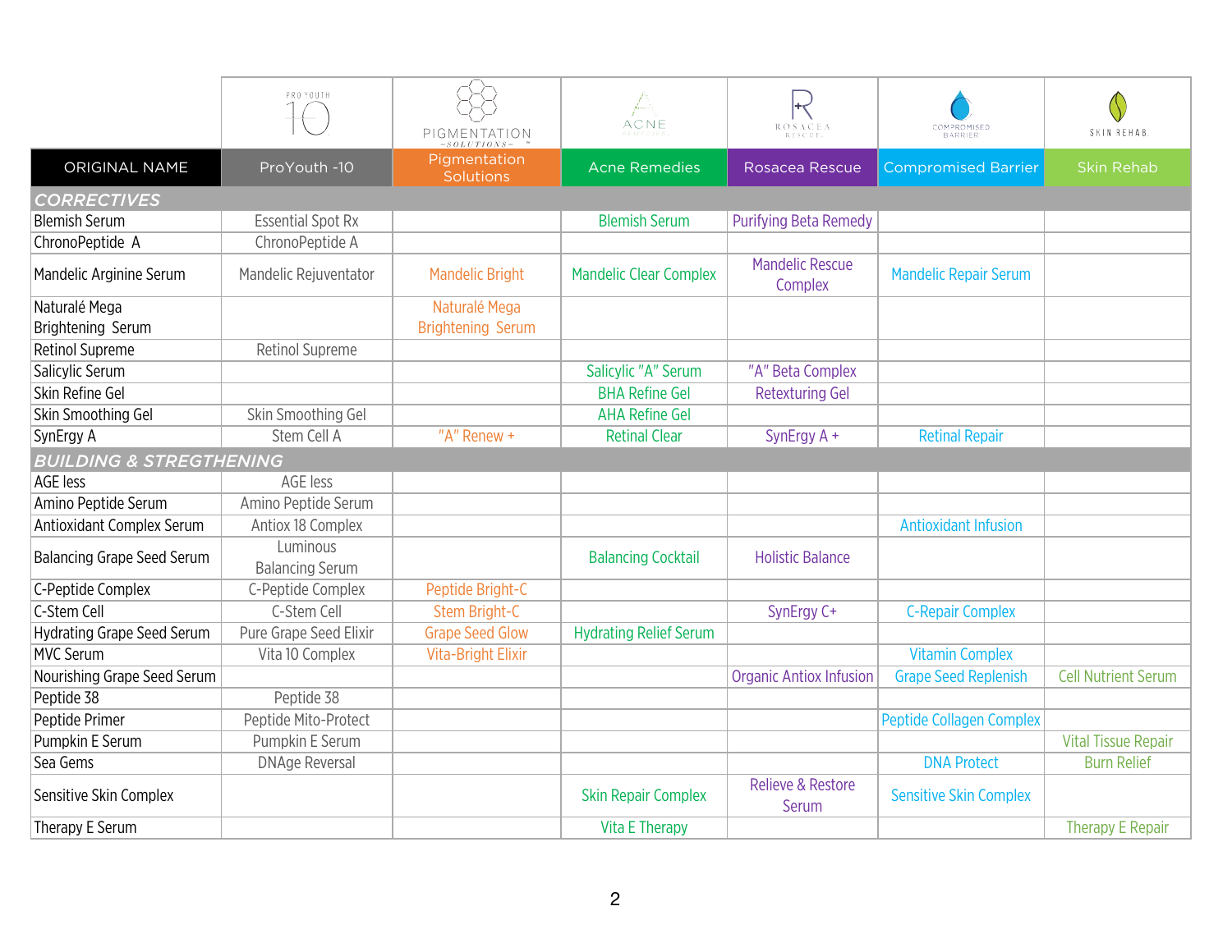| ORIGINAL NAME | ProYouth -10 | Pigmentation Solutions | Acne Remedies | Rosacea Rescue | Compromised Barrier | Skin Rehab |
|---|---|---|---|---|---|---|
| ***CORRECTIVES*** | | | | | | |
| Blemish Serum | Essential Spot Rx | | Blemish Serum | Purifying Beta Remedy | | |
| ChronoPeptide A | ChronoPeptide A | | | | | |
| Mandelic Arginine Serum | Mandelic Rejuventator | Mandelic Bright | Mandelic Clear Complex | Mandelic Rescue Complex | Mandelic Repair Serum | |
| Naturalé Mega Brightening Serum | | Naturalé Mega Brightening Serum | | | | |
| Retinol Supreme | Retinol Supreme | | | | | |
| Salicylic Serum | | | Salicylic "A" Serum | "A" Beta Complex | | |
| Skin Refine Gel | | | BHA Refine Gel | Retexturing Gel | | |
| Skin Smoothing Gel | Skin Smoothing Gel | | AHA Refine Gel | | | |
| SynErgy A | Stem Cell A | "A" Renew + | Retinal Clear | SynErgy A + | Retinal Repair | |
| ***BUILDING & STREGTHENING*** | | | | | | |
| AGE less | AGE less | | | | | |
| Amino Peptide Serum | Amino Peptide Serum | | | | | |
| Antioxidant Complex Serum | Antiox 18 Complex | | | | Antioxidant Infusion | |
| Balancing Grape Seed Serum | Luminous Balancing Serum | | Balancing Cocktail | Holistic Balance | | |
| C-Peptide Complex | C-Peptide Complex | Peptide Bright-C | | | | |
| C-Stem Cell | C-Stem Cell | Stem Bright-C | | SynErgy C+ | C-Repair Complex | |
| Hydrating Grape Seed Serum | Pure Grape Seed Elixir | Grape Seed Glow | Hydrating Relief Serum | | | |
| MVC Serum | Vita 10 Complex | Vita-Bright Elixir | | | Vitamin Complex | |
| Nourishing Grape Seed Serum | | | | Organic Antiox Infusion | Grape Seed Replenish | Cell Nutrient Serum |
| Peptide 38 | Peptide 38 | | | | | |
| Peptide Primer | Peptide Mito-Protect | | | | Peptide Collagen Complex | |
| Pumpkin E Serum | Pumpkin E Serum | | | | | Vital Tissue Repair |
| Sea Gems | DNAge Reversal | | | | DNA Protect | Burn Relief |
| Sensitive Skin Complex | | | Skin Repair Complex | Relieve & Restore Serum | Sensitive Skin Complex | |
| Therapy E Serum | | | Vita E Therapy | | | Therapy E Repair |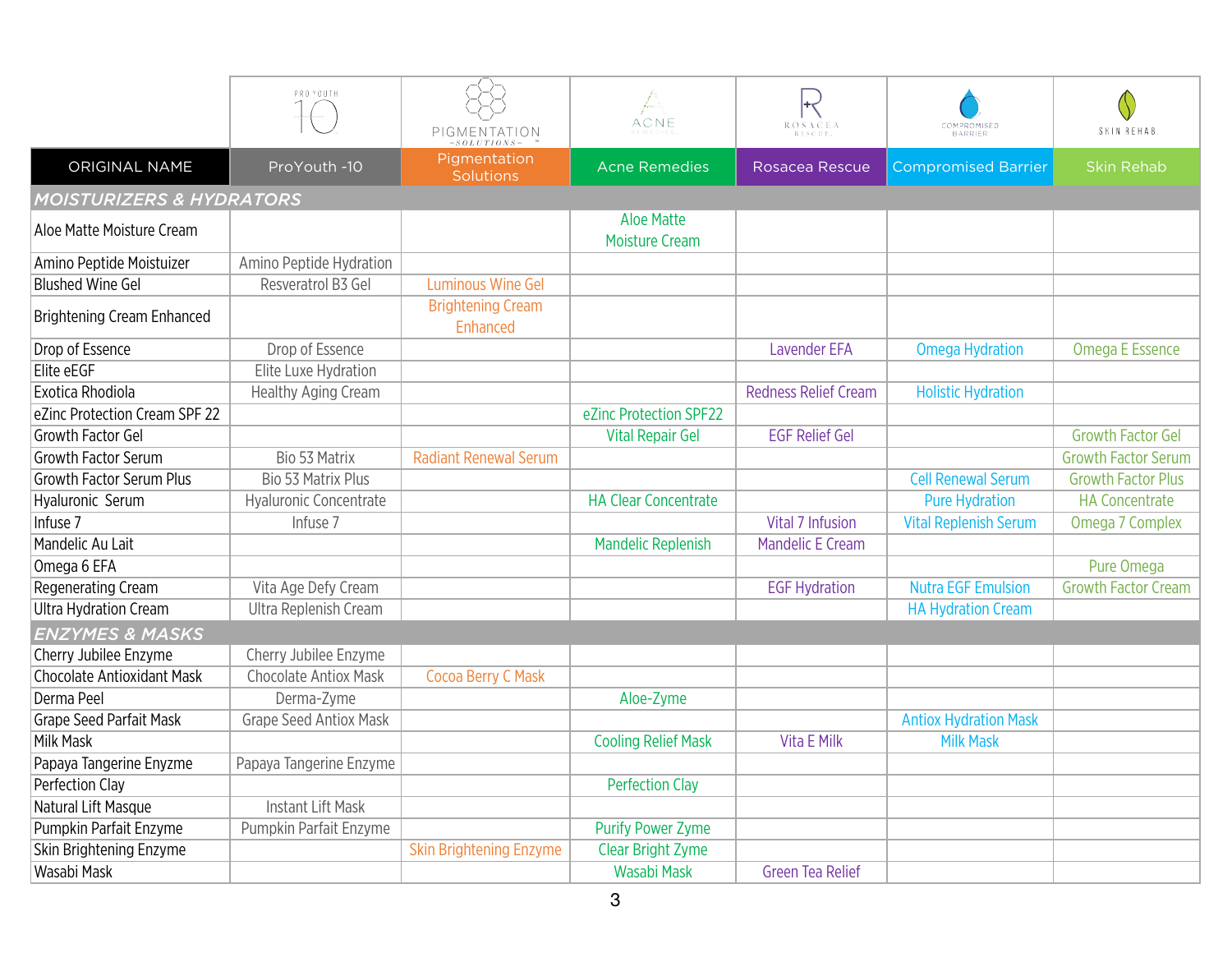| ORIGINAL NAME | ProYouth -10 | Pigmentation Solutions | Acne Remedies | Rosacea Rescue | Compromised Barrier | Skin Rehab |
|---|---|---|---|---|---|---|
| ***MOISTURIZERS & HYDRATORS*** | | | | | | |
| Aloe Matte Moisture Cream | | | Aloe Matte Moisture Cream | | | |
| Amino Peptide Moistuizer | Amino Peptide Hydration | | | | | |
| Blushed Wine Gel | Resveratrol B3 Gel | Luminous Wine Gel | | | | |
| Brightening Cream Enhanced | | Brightening Cream Enhanced | | | | |
| Drop of Essence | Drop of Essence | | | Lavender EFA | Omega Hydration | Omega E Essence |
| Elite eEGF | Elite Luxe Hydration | | | | | |
| Exotica Rhodiola | Healthy Aging Cream | | | Redness Relief Cream | Holistic Hydration | |
| eZinc Protection Cream SPF 22 | | | eZinc Protection SPF22 | | | |
| Growth Factor Gel | | | Vital Repair Gel | EGF Relief Gel | | Growth Factor Gel |
| Growth Factor Serum | Bio 53 Matrix | Radiant Renewal Serum | | | | Growth Factor Serum |
| Growth Factor Serum Plus | Bio 53 Matrix Plus | | | | Cell Renewal Serum | Growth Factor Plus |
| Hyaluronic Serum | Hyaluronic Concentrate | | HA Clear Concentrate | | Pure Hydration | HA Concentrate |
| Infuse 7 | Infuse 7 | | | Vital 7 Infusion | Vital Replenish Serum | Omega 7 Complex |
| Mandelic Au Lait | | | Mandelic Replenish | Mandelic E Cream | | |
| Omega 6 EFA | | | | | | Pure Omega |
| Regenerating Cream | Vita Age Defy Cream | | | EGF Hydration | Nutra EGF Emulsion | Growth Factor Cream |
| Ultra Hydration Cream | Ultra Replenish Cream | | | | HA Hydration Cream | |
| ***ENZYMES & MASKS*** | | | | | | |
| Cherry Jubilee Enzyme | Cherry Jubilee Enzyme | | | | | |
| Chocolate Antioxidant Mask | Chocolate Antiox Mask | Cocoa Berry C Mask | | | | |
| Derma Peel | Derma-Zyme | | Aloe-Zyme | | | |
| Grape Seed Parfait Mask | Grape Seed Antiox Mask | | | | Antiox Hydration Mask | |
| Milk Mask | | | Cooling Relief Mask | Vita E Milk | Milk Mask | |
| Papaya Tangerine Enyzme | Papaya Tangerine Enzyme | | | | | |
| Perfection Clay | | | Perfection Clay | | | |
| Natural Lift Masque | Instant Lift Mask | | | | | |
| Pumpkin Parfait Enzyme | Pumpkin Parfait Enzyme | | Purify Power Zyme | | | |
| Skin Brightening Enzyme | | Skin Brightening Enzyme | Clear Bright Zyme | | | |
| Wasabi Mask | | | Wasabi Mask | Green Tea Relief | | |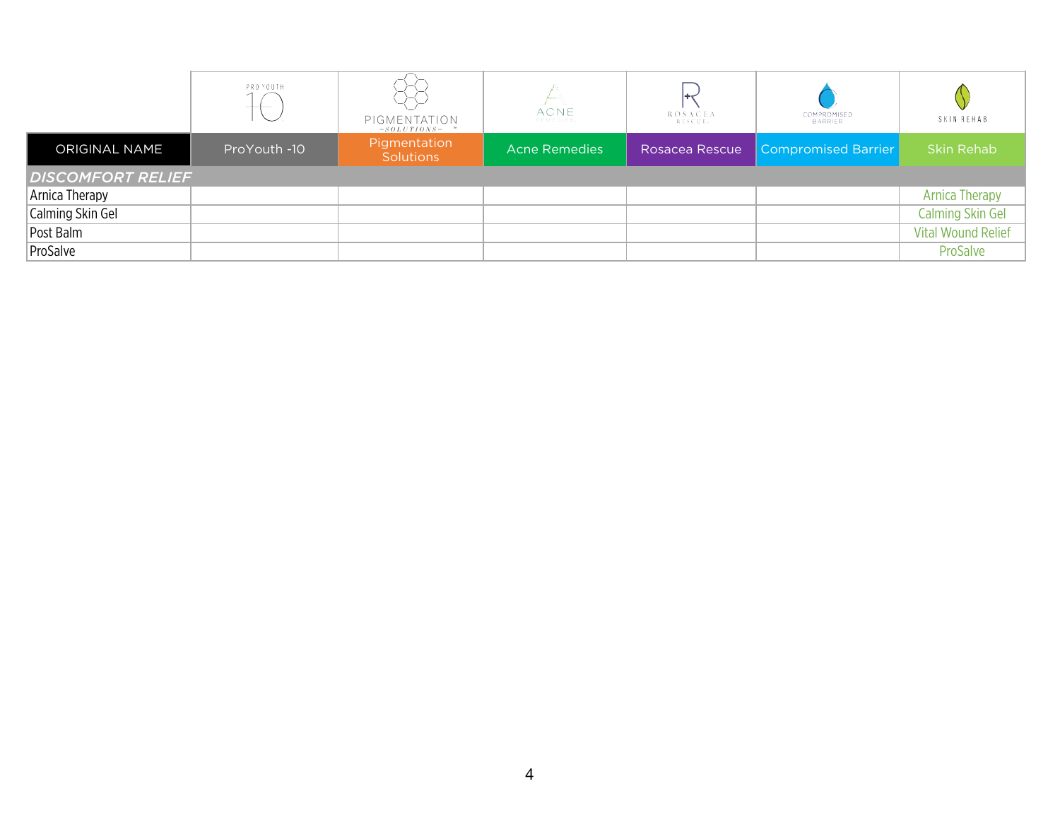| ORIGINAL NAME | ProYouth -10 | Pigmentation Solutions | Acne Remedies | Rosacea Rescue | Compromised Barrier | Skin Rehab |
|---|---|---|---|---|---|---|
| ***DISCOMFORT RELIEF*** | | | | | | |
| Arnica Therapy | | | | | | Arnica Therapy |
| Calming Skin Gel | | | | | | Calming Skin Gel |
| Post Balm | | | | | | Vital Wound Relief |
| ProSalve | | | | | | ProSalve |